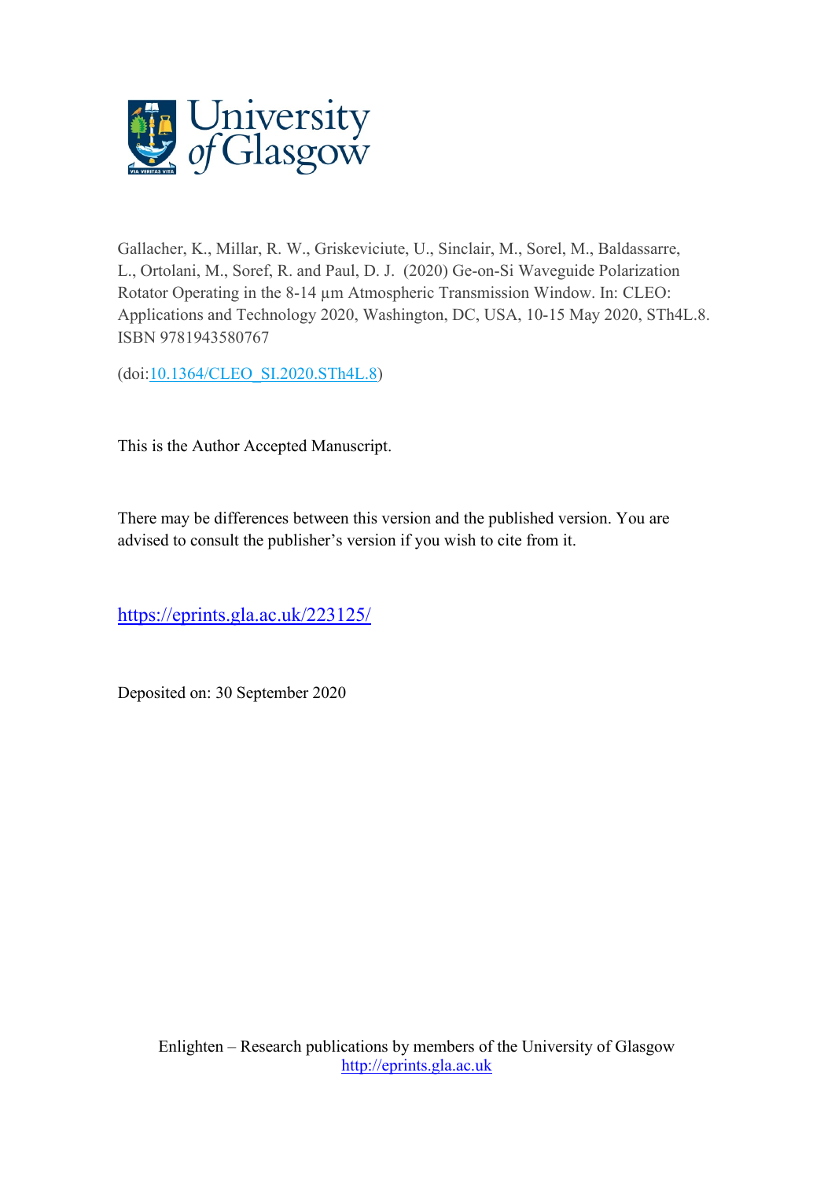Gallacher, K., Millar, R. W., Griskeviciute, U., Sinclair, M., Sorel, M., Baldassarre, L., Ortolani, M., Soref, R. and Paul, D. J. (2020) Ge-on-Si Waveguide Polarization Rotator Operating in the 8-14 µm Atmospheric Transmission Window. In: CLEO: Applications and Technology 2020, Washington, DC, USA, 10-15 May 2020, STh4L.8. ISBN 9781943580767

(doi:10.1364/CLEO_SI.2020.STh4L.8)

This is the Author Accepted Manuscript.

There may be differences between this version and the published version. You are advised to consult the publisher's version if you wish to cite from it.

https://eprints.gla.ac.uk/223125/

Deposited on: 30 September 2020

Enlighten – Research publications by members of the University of Glasgow
http://eprints.gla.ac.uk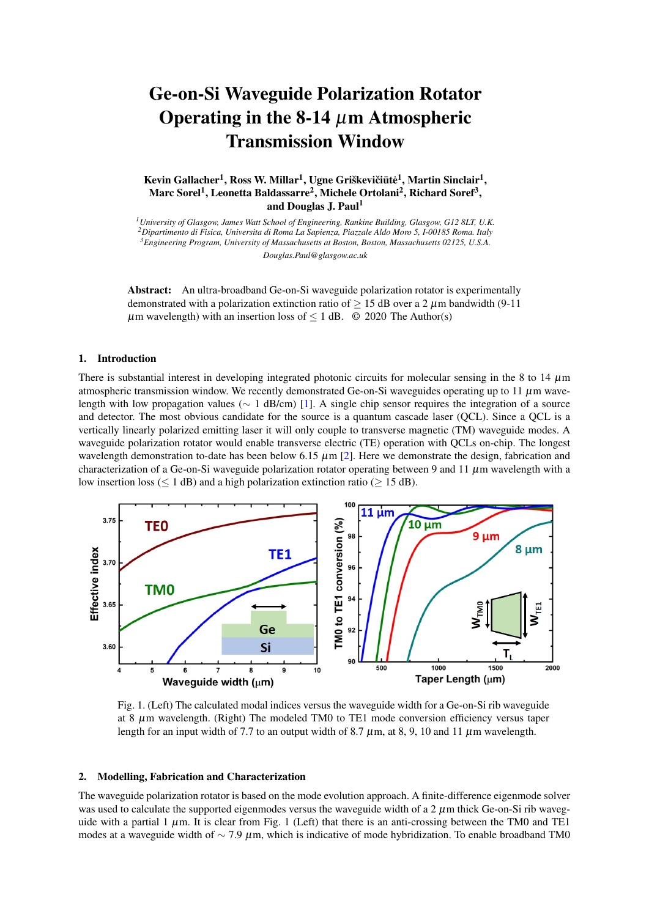# Ge-on-Si Waveguide Polarization Rotator Operating in the 8-14 $\mu$m Atmospheric Transmission Window

**Kevin Gallacher[1], Ross W. Millar[1], Ugne Griškevičiūtė[1], Martin Sinclair[1], Marc Sorel[1], Leonetta Baldassarre[2], Michele Ortolani[2], Richard Soref[3], and Douglas J. Paul[1]**

*[1]University of Glasgow, James Watt School of Engineering, Rankine Building, Glasgow, G12 8LT, U.K.*
*[2]Dipartimento di Fisica, Universita di Roma La Sapienza, Piazzale Aldo Moro 5, I-00185 Roma. Italy*
*[3]Engineering Program, University of Massachusetts at Boston, Boston, Massachusetts 02125, U.S.A.*
*Douglas.Paul@glasgow.ac.uk*

**Abstract:** An ultra-broadband Ge-on-Si waveguide polarization rotator is experimentally demonstrated with a polarization extinction ratio of $\geq$ 15 dB over a 2 $\mu$m bandwidth (9-11 $\mu$m wavelength) with an insertion loss of $\leq$ 1 dB. © 2020 The Author(s)

## 1. Introduction

There is substantial interest in developing integrated photonic circuits for molecular sensing in the 8 to 14 $\mu$m atmospheric transmission window. We recently demonstrated Ge-on-Si waveguides operating up to 11 $\mu$m wavelength with low propagation values ($\sim$ 1 dB/cm) [1]. A single chip sensor requires the integration of a source and detector. The most obvious candidate for the source is a quantum cascade laser (QCL). Since a QCL is a vertically linearly polarized emitting laser it will only couple to transverse magnetic (TM) waveguide modes. A waveguide polarization rotator would enable transverse electric (TE) operation with QCLs on-chip. The longest wavelength demonstration to-date has been below 6.15 $\mu$m [2]. Here we demonstrate the design, fabrication and characterization of a Ge-on-Si waveguide polarization rotator operating between 9 and 11 $\mu$m wavelength with a low insertion loss ($\leq$ 1 dB) and a high polarization extinction ratio ($\geq$ 15 dB).

Fig. 1. (Left) The calculated modal indices versus the waveguide width for a Ge-on-Si rib waveguide at 8 $\mu$m wavelength. (Right) The modeled TM0 to TE1 mode conversion efficiency versus taper length for an input width of 7.7 to an output width of 8.7 $\mu$m, at 8, 9, 10 and 11 $\mu$m wavelength.

## 2. Modelling, Fabrication and Characterization

The waveguide polarization rotator is based on the mode evolution approach. A finite-difference eigenmode solver was used to calculate the supported eigenmodes versus the waveguide width of a 2 $\mu$m thick Ge-on-Si rib waveguide with a partial 1 $\mu$m. It is clear from Fig. 1 (Left) that there is an anti-crossing between the TM0 and TE1 modes at a waveguide width of $\sim$ 7.9 $\mu$m, which is indicative of mode hybridization. To enable broadband TM0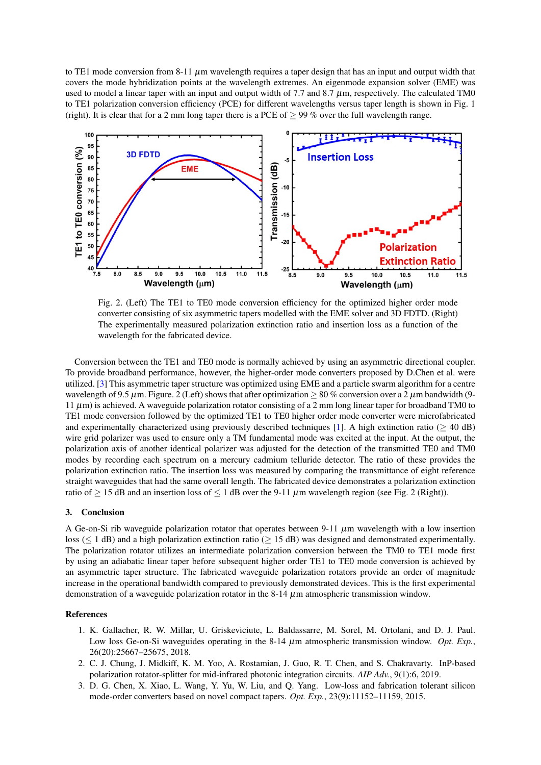to TE1 mode conversion from 8-11 $\mu$m wavelength requires a taper design that has an input and output width that covers the mode hybridization points at the wavelength extremes. An eigenmode expansion solver (EME) was used to model a linear taper with an input and output width of 7.7 and 8.7 $\mu$m, respectively. The calculated TM0 to TE1 polarization conversion efficiency (PCE) for different wavelengths versus taper length is shown in Fig. 1 (right). It is clear that for a 2 mm long taper there is a PCE of $\geq$ 99 % over the full wavelength range.

TE1 to TE0 conversion (%)
100
95
90
85
80
75
70
65
60
55
50
45
40
7.5
8.0
8.5
9.0
9.5
10.0
10.5
11.0
11.5
Wavelength (μm)
3D FDTD
EME

Transmission (dB)
0
-5
-10
-15
-20
-25
8.5
9.0
9.5
10.0
10.5
11.0
11.5
Wavelength (μm)
Insertion Loss
Polarization Extinction Ratio

Fig. 2. (Left) The TE1 to TE0 mode conversion efficiency for the optimized higher order mode converter consisting of six asymmetric tapers modelled with the EME solver and 3D FDTD. (Right) The experimentally measured polarization extinction ratio and insertion loss as a function of the wavelength for the fabricated device.

Conversion between the TE1 and TE0 mode is normally achieved by using an asymmetric directional coupler. To provide broadband performance, however, the higher-order mode converters proposed by D.Chen et al. were utilized. [3] This asymmetric taper structure was optimized using EME and a particle swarm algorithm for a centre wavelength of 9.5 $\mu$m. Figure. 2 (Left) shows that after optimization $\geq$ 80 % conversion over a 2 $\mu$m bandwidth (9-11 $\mu$m) is achieved. A waveguide polarization rotator consisting of a 2 mm long linear taper for broadband TM0 to TE1 mode conversion followed by the optimized TE1 to TE0 higher order mode converter were microfabricated and experimentally characterized using previously described techniques [1]. A high extinction ratio ($\geq$ 40 dB) wire grid polarizer was used to ensure only a TM fundamental mode was excited at the input. At the output, the polarization axis of another identical polarizer was adjusted for the detection of the transmitted TE0 and TM0 modes by recording each spectrum on a mercury cadmium telluride detector. The ratio of these provides the polarization extinction ratio. The insertion loss was measured by comparing the transmittance of eight reference straight waveguides that had the same overall length. The fabricated device demonstrates a polarization extinction ratio of $\geq$ 15 dB and an insertion loss of $\leq$ 1 dB over the 9-11 $\mu$m wavelength region (see Fig. 2 (Right)).

## 3. Conclusion

A Ge-on-Si rib waveguide polarization rotator that operates between 9-11 $\mu$m wavelength with a low insertion loss ($\leq$ 1 dB) and a high polarization extinction ratio ($\geq$ 15 dB) was designed and demonstrated experimentally. The polarization rotator utilizes an intermediate polarization conversion between the TM0 to TE1 mode first by using an adiabatic linear taper before subsequent higher order TE1 to TE0 mode conversion is achieved by an asymmetric taper structure. The fabricated waveguide polarization rotators provide an order of magnitude increase in the operational bandwidth compared to previously demonstrated devices. This is the first experimental demonstration of a waveguide polarization rotator in the 8-14 $\mu$m atmospheric transmission window.

## References

1. K. Gallacher, R. W. Millar, U. Griskeviciute, L. Baldassarre, M. Sorel, M. Ortolani, and D. J. Paul. Low loss Ge-on-Si waveguides operating in the 8-14 $\mu$m atmospheric transmission window. *Opt. Exp.*, 26(20):25667–25675, 2018.
2. C. J. Chung, J. Midkiff, K. M. Yoo, A. Rostamian, J. Guo, R. T. Chen, and S. Chakravarty. InP-based polarization rotator-splitter for mid-infrared photonic integration circuits. *AIP Adv.*, 9(1):6, 2019.
3. D. G. Chen, X. Xiao, L. Wang, Y. Yu, W. Liu, and Q. Yang. Low-loss and fabrication tolerant silicon mode-order converters based on novel compact tapers. *Opt. Exp.*, 23(9):11152–11159, 2015.